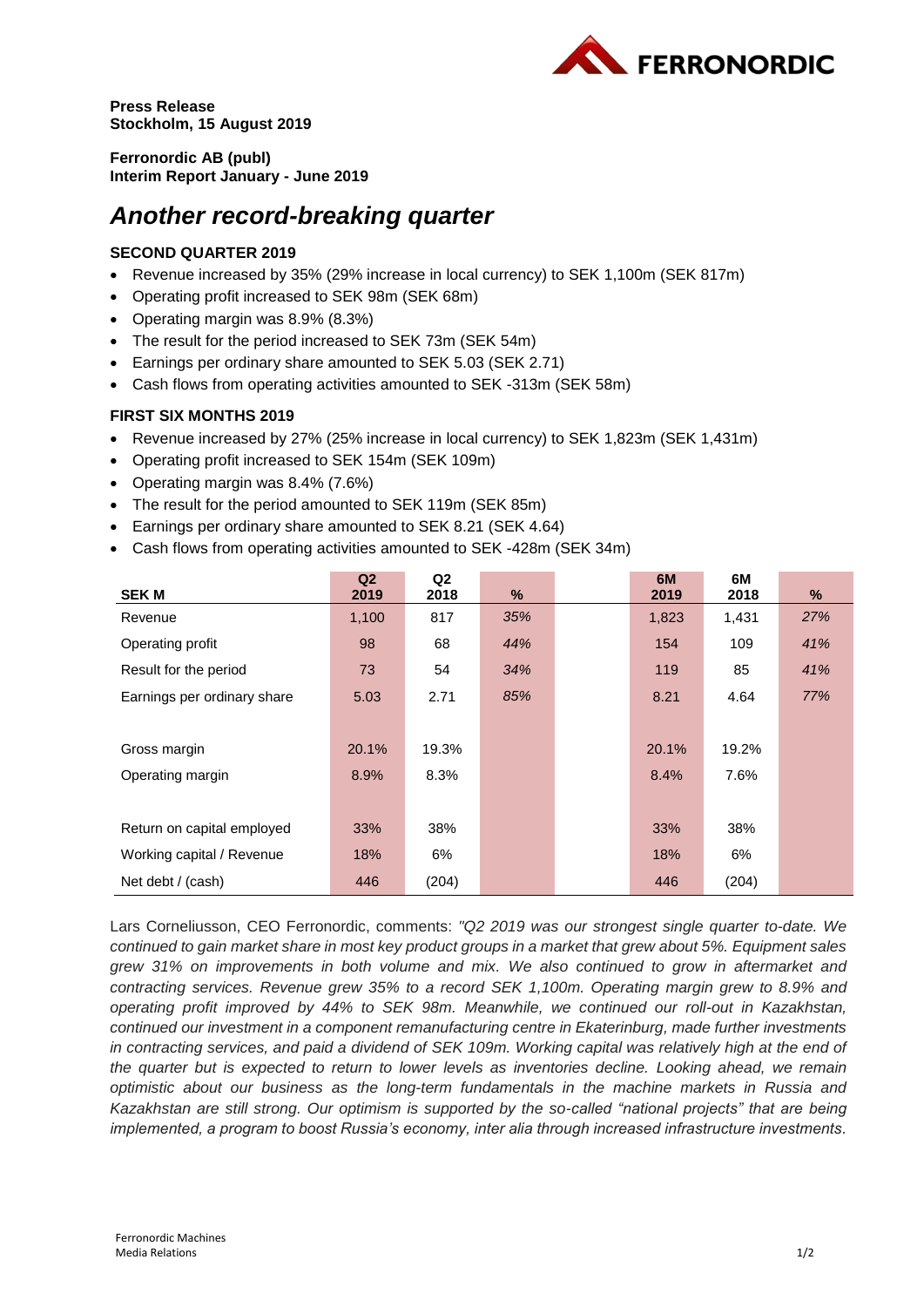**Press Release**
**Stockholm, 15 August 2019**

**Ferronordic AB (publ)**
**Interim Report January - June 2019**

# *Another record-breaking quarter*

### SECOND QUARTER 2019

- Revenue increased by 35% (29% increase in local currency) to SEK 1,100m (SEK 817m)
- Operating profit increased to SEK 98m (SEK 68m)
- Operating margin was 8.9% (8.3%)
- The result for the period increased to SEK 73m (SEK 54m)
- Earnings per ordinary share amounted to SEK 5.03 (SEK 2.71)
- Cash flows from operating activities amounted to SEK -313m (SEK 58m)

### FIRST SIX MONTHS 2019

- Revenue increased by 27% (25% increase in local currency) to SEK 1,823m (SEK 1,431m)
- Operating profit increased to SEK 154m (SEK 109m)
- Operating margin was 8.4% (7.6%)
- The result for the period amounted to SEK 119m (SEK 85m)
- Earnings per ordinary share amounted to SEK 8.21 (SEK 4.64)
- Cash flows from operating activities amounted to SEK -428m (SEK 34m)

| SEK M | Q2 2019 | Q2 2018 | % | | 6M 2019 | 6M 2018 | % |
|---|---|---|---|---|---|---|---|
| Revenue | 1,100 | 817 | *35%* | | 1,823 | 1,431 | *27%* |
| Operating profit | 98 | 68 | *44%* | | 154 | 109 | *41%* |
| Result for the period | 73 | 54 | *34%* | | 119 | 85 | *41%* |
| Earnings per ordinary share | 5.03 | 2.71 | *85%* | | 8.21 | 4.64 | *77%* |
| | | | | | | | |
| Gross margin | 20.1% | 19.3% | | | 20.1% | 19.2% | |
| Operating margin | 8.9% | 8.3% | | | 8.4% | 7.6% | |
| | | | | | | | |
| Return on capital employed | 33% | 38% | | | 33% | 38% | |
| Working capital / Revenue | 18% | 6% | | | 18% | 6% | |
| Net debt / (cash) | 446 | (204) | | | 446 | (204) | |

Lars Corneliusson, CEO Ferronordic, comments: *"Q2 2019 was our strongest single quarter to-date. We continued to gain market share in most key product groups in a market that grew about 5%. Equipment sales grew 31% on improvements in both volume and mix. We also continued to grow in aftermarket and contracting services. Revenue grew 35% to a record SEK 1,100m. Operating margin grew to 8.9% and operating profit improved by 44% to SEK 98m. Meanwhile, we continued our roll-out in Kazakhstan, continued our investment in a component remanufacturing centre in Ekaterinburg, made further investments in contracting services, and paid a dividend of SEK 109m. Working capital was relatively high at the end of the quarter but is expected to return to lower levels as inventories decline. Looking ahead, we remain optimistic about our business as the long-term fundamentals in the machine markets in Russia and Kazakhstan are still strong. Our optimism is supported by the so-called "national projects" that are being implemented, a program to boost Russia's economy, inter alia through increased infrastructure investments.*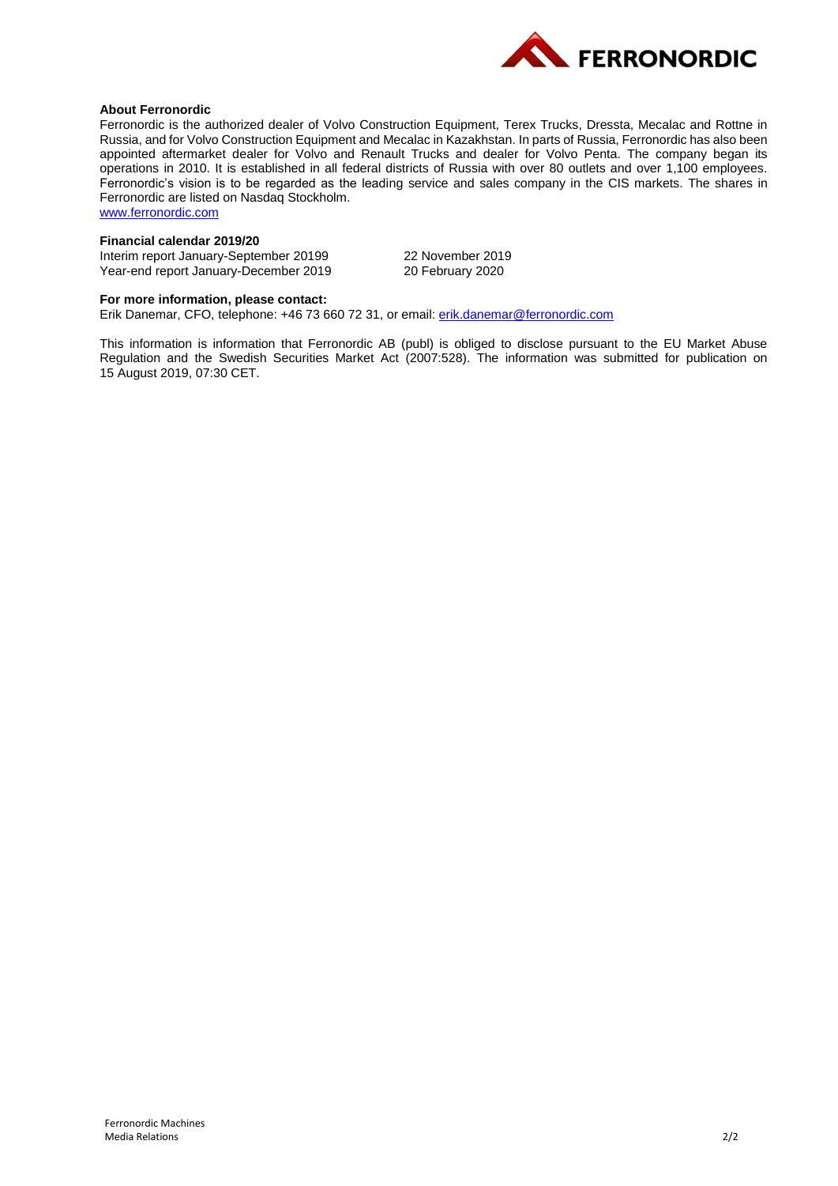**About Ferronordic**

Ferronordic is the authorized dealer of Volvo Construction Equipment, Terex Trucks, Dressta, Mecalac and Rottne in Russia, and for Volvo Construction Equipment and Mecalac in Kazakhstan. In parts of Russia, Ferronordic has also been appointed aftermarket dealer for Volvo and Renault Trucks and dealer for Volvo Penta. The company began its operations in 2010. It is established in all federal districts of Russia with over 80 outlets and over 1,100 employees. Ferronordic's vision is to be regarded as the leading service and sales company in the CIS markets. The shares in Ferronordic are listed on Nasdaq Stockholm.

www.ferronordic.com

**Financial calendar 2019/20**

| | |
|---|---|
| Interim report January-September 20199 | 22 November 2019 |
| Year-end report January-December 2019 | 20 February 2020 |

**For more information, please contact:**

Erik Danemar, CFO, telephone: +46 73 660 72 31, or email: erik.danemar@ferronordic.com

This information is information that Ferronordic AB (publ) is obliged to disclose pursuant to the EU Market Abuse Regulation and the Swedish Securities Market Act (2007:528). The information was submitted for publication on 15 August 2019, 07:30 CET.